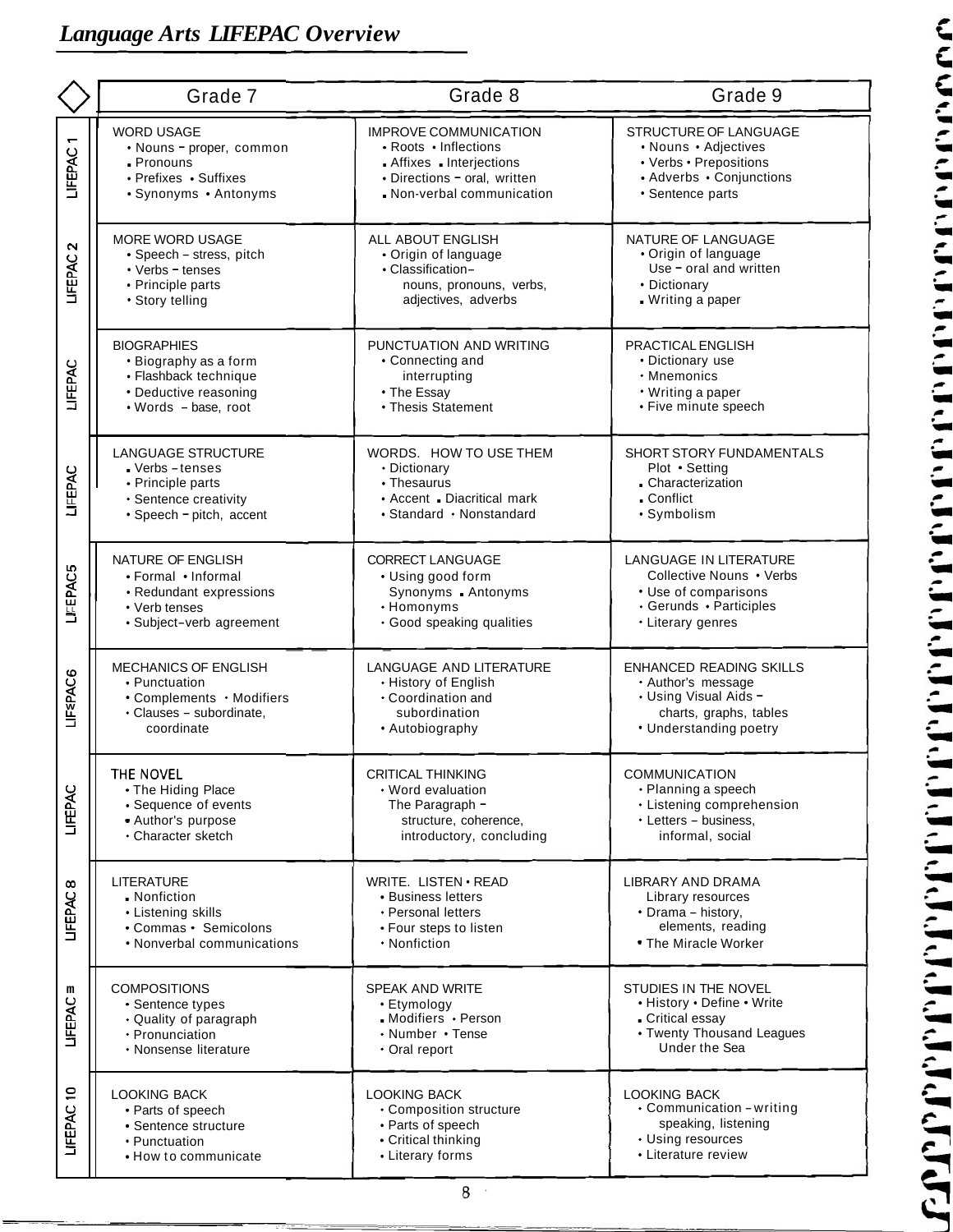# *Language Arts LIFEPAC Overview*

| | Grade 7 | Grade 8 | Grade 9 |
|---|---|---|---|
| LIFEPAC 1 | WORD USAGE<br>• Nouns – proper, common<br>• Pronouns<br>• Prefixes • Suffixes<br>• Synonyms • Antonyms | IMPROVE COMMUNICATION<br>• Roots • Inflections<br>• Affixes • Interjections<br>• Directions – oral, written<br>• Non-verbal communication | STRUCTURE OF LANGUAGE<br>• Nouns • Adjectives<br>• Verbs • Prepositions<br>• Adverbs • Conjunctions<br>• Sentence parts |
| LIFEPAC 2 | MORE WORD USAGE<br>• Speech – stress, pitch<br>• Verbs – tenses<br>• Principle parts<br>• Story telling | ALL ABOUT ENGLISH<br>• Origin of language<br>• Classification– nouns, pronouns, verbs, adjectives, adverbs | NATURE OF LANGUAGE<br>• Origin of language Use – oral and written<br>• Dictionary<br>• Writing a paper |
| LIFEPAC 3 | BIOGRAPHIES<br>• Biography as a form<br>• Flashback technique<br>• Deductive reasoning<br>• Words – base, root | PUNCTUATION AND WRITING<br>• Connecting and interrupting<br>• The Essay<br>• Thesis Statement | PRACTICAL ENGLISH<br>• Dictionary use<br>• Mnemonics<br>• Writing a paper<br>• Five minute speech |
| LIFEPAC 4 | LANGUAGE STRUCTURE<br>• Verbs – tenses<br>• Principle parts<br>• Sentence creativity<br>• Speech – pitch, accent | WORDS. HOW TO USE THEM<br>• Dictionary<br>• Thesaurus<br>• Accent • Diacritical mark<br>• Standard • Nonstandard | SHORT STORY FUNDAMENTALS<br>Plot • Setting<br>• Characterization<br>• Conflict<br>• Symbolism |
| LIFEPAC 5 | NATURE OF ENGLISH<br>• Formal • Informal<br>• Redundant expressions<br>• Verb tenses<br>• Subject-verb agreement | CORRECT LANGUAGE<br>• Using good form Synonyms • Antonyms<br>• Homonyms<br>• Good speaking qualities | LANGUAGE IN LITERATURE<br>Collective Nouns • Verbs<br>• Use of comparisons<br>• Gerunds • Participles<br>• Literary genres |
| LIFEPAC 6 | MECHANICS OF ENGLISH<br>• Punctuation<br>• Complements • Modifiers<br>• Clauses – subordinate, coordinate | LANGUAGE AND LITERATURE<br>• History of English<br>• Coordination and subordination<br>• Autobiography | ENHANCED READING SKILLS<br>• Author's message<br>• Using Visual Aids – charts, graphs, tables<br>• Understanding poetry |
| LIFEPAC 7 | THE NOVEL<br>• The Hiding Place<br>• Sequence of events<br>• Author's purpose<br>• Character sketch | CRITICAL THINKING<br>• Word evaluation<br>The Paragraph – structure, coherence, introductory, concluding | COMMUNICATION<br>• Planning a speech<br>• Listening comprehension<br>• Letters – business, informal, social |
| LIFEPAC 8 | LITERATURE<br>• Nonfiction<br>• Listening skills<br>• Commas • Semicolons<br>• Nonverbal communications | WRITE. LISTEN • READ<br>• Business letters<br>• Personal letters<br>• Four steps to listen<br>• Nonfiction | LIBRARY AND DRAMA<br>Library resources<br>• Drama – history, elements, reading<br>• The Miracle Worker |
| LIFEPAC 9 | COMPOSITIONS<br>• Sentence types<br>• Quality of paragraph<br>• Pronunciation<br>• Nonsense literature | SPEAK AND WRITE<br>• Etymology<br>• Modifiers • Person<br>• Number • Tense<br>• Oral report | STUDIES IN THE NOVEL<br>• History • Define • Write<br>• Critical essay<br>• Twenty Thousand Leagues Under the Sea |
| LIFEPAC 10 | LOOKING BACK<br>• Parts of speech<br>• Sentence structure<br>• Punctuation<br>• How to communicate | LOOKING BACK<br>• Composition structure<br>• Parts of speech<br>• Critical thinking<br>• Literary forms | LOOKING BACK<br>• Communication – writing speaking, listening<br>• Using resources<br>• Literature review |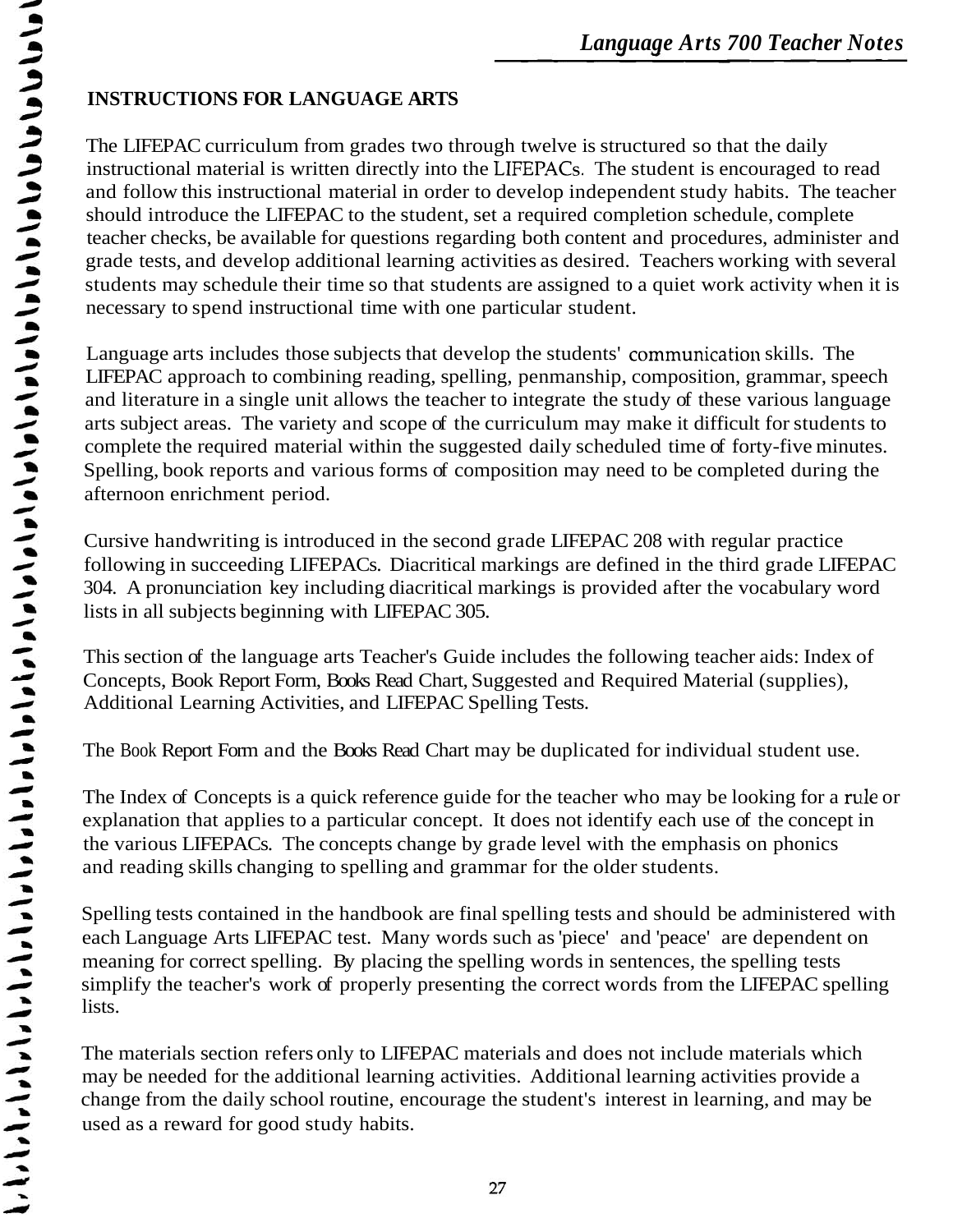## INSTRUCTIONS FOR LANGUAGE ARTS

The LIFEPAC curriculum from grades two through twelve is structured so that the daily instructional material is written directly into the LIFEPACs. The student is encouraged to read and follow this instructional material in order to develop independent study habits. The teacher should introduce the LIFEPAC to the student, set a required completion schedule, complete teacher checks, be available for questions regarding both content and procedures, administer and grade tests, and develop additional learning activities as desired. Teachers working with several students may schedule their time so that students are assigned to a quiet work activity when it is necessary to spend instructional time with one particular student.

Language arts includes those subjects that develop the students' communication skills. The LIFEPAC approach to combining reading, spelling, penmanship, composition, grammar, speech and literature in a single unit allows the teacher to integrate the study of these various language arts subject areas. The variety and scope of the curriculum may make it difficult for students to complete the required material within the suggested daily scheduled time of forty-five minutes. Spelling, book reports and various forms of composition may need to be completed during the afternoon enrichment period.

Cursive handwriting is introduced in the second grade LIFEPAC 208 with regular practice following in succeeding LIFEPACs. Diacritical markings are defined in the third grade LIFEPAC 304. A pronunciation key including diacritical markings is provided after the vocabulary word lists in all subjects beginning with LIFEPAC 305.

This section of the language arts Teacher's Guide includes the following teacher aids: Index of Concepts, Book Report Form, Books Read Chart, Suggested and Required Material (supplies), Additional Learning Activities, and LIFEPAC Spelling Tests.

The Book Report Form and the Books Read Chart may be duplicated for individual student use.

The Index of Concepts is a quick reference guide for the teacher who may be looking for a rule or explanation that applies to a particular concept. It does not identify each use of the concept in the various LIFEPACs. The concepts change by grade level with the emphasis on phonics and reading skills changing to spelling and grammar for the older students.

Spelling tests contained in the handbook are final spelling tests and should be administered with each Language Arts LIFEPAC test. Many words such as 'piece' and 'peace' are dependent on meaning for correct spelling. By placing the spelling words in sentences, the spelling tests simplify the teacher's work of properly presenting the correct words from the LIFEPAC spelling lists.

The materials section refers only to LIFEPAC materials and does not include materials which may be needed for the additional learning activities. Additional learning activities provide a change from the daily school routine, encourage the student's interest in learning, and may be used as a reward for good study habits.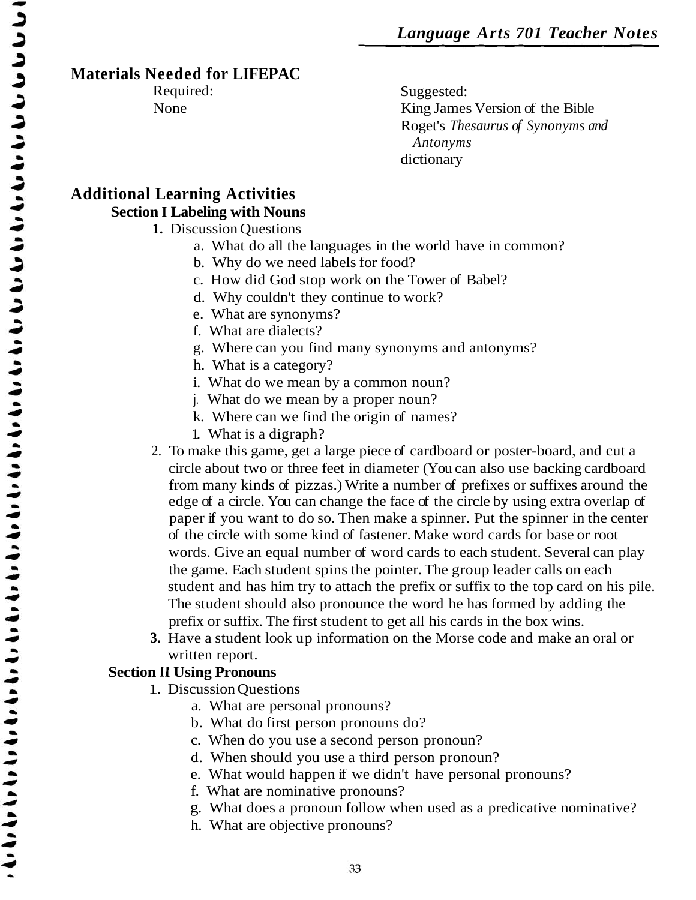## Materials Needed for LIFEPAC

Required:
None

Suggested:
King James Version of the Bible
Roget's *Thesaurus of Synonyms and Antonyms*
dictionary

## Additional Learning Activities

### Section I Labeling with Nouns

1. Discussion Questions
   a. What do all the languages in the world have in common?
   b. Why do we need labels for food?
   c. How did God stop work on the Tower of Babel?
   d. Why couldn't they continue to work?
   e. What are synonyms?
   f. What are dialects?
   g. Where can you find many synonyms and antonyms?
   h. What is a category?
   i. What do we mean by a common noun?
   j. What do we mean by a proper noun?
   k. Where can we find the origin of names?
   l. What is a digraph?
2. To make this game, get a large piece of cardboard or poster-board, and cut a circle about two or three feet in diameter (You can also use backing cardboard from many kinds of pizzas.) Write a number of prefixes or suffixes around the edge of a circle. You can change the face of the circle by using extra overlap of paper if you want to do so. Then make a spinner. Put the spinner in the center of the circle with some kind of fastener. Make word cards for base or root words. Give an equal number of word cards to each student. Several can play the game. Each student spins the pointer. The group leader calls on each student and has him try to attach the prefix or suffix to the top card on his pile. The student should also pronounce the word he has formed by adding the prefix or suffix. The first student to get all his cards in the box wins.
3. Have a student look up information on the Morse code and make an oral or written report.

### Section II Using Pronouns

1. Discussion Questions
   a. What are personal pronouns?
   b. What do first person pronouns do?
   c. When do you use a second person pronoun?
   d. When should you use a third person pronoun?
   e. What would happen if we didn't have personal pronouns?
   f. What are nominative pronouns?
   g. What does a pronoun follow when used as a predicative nominative?
   h. What are objective pronouns?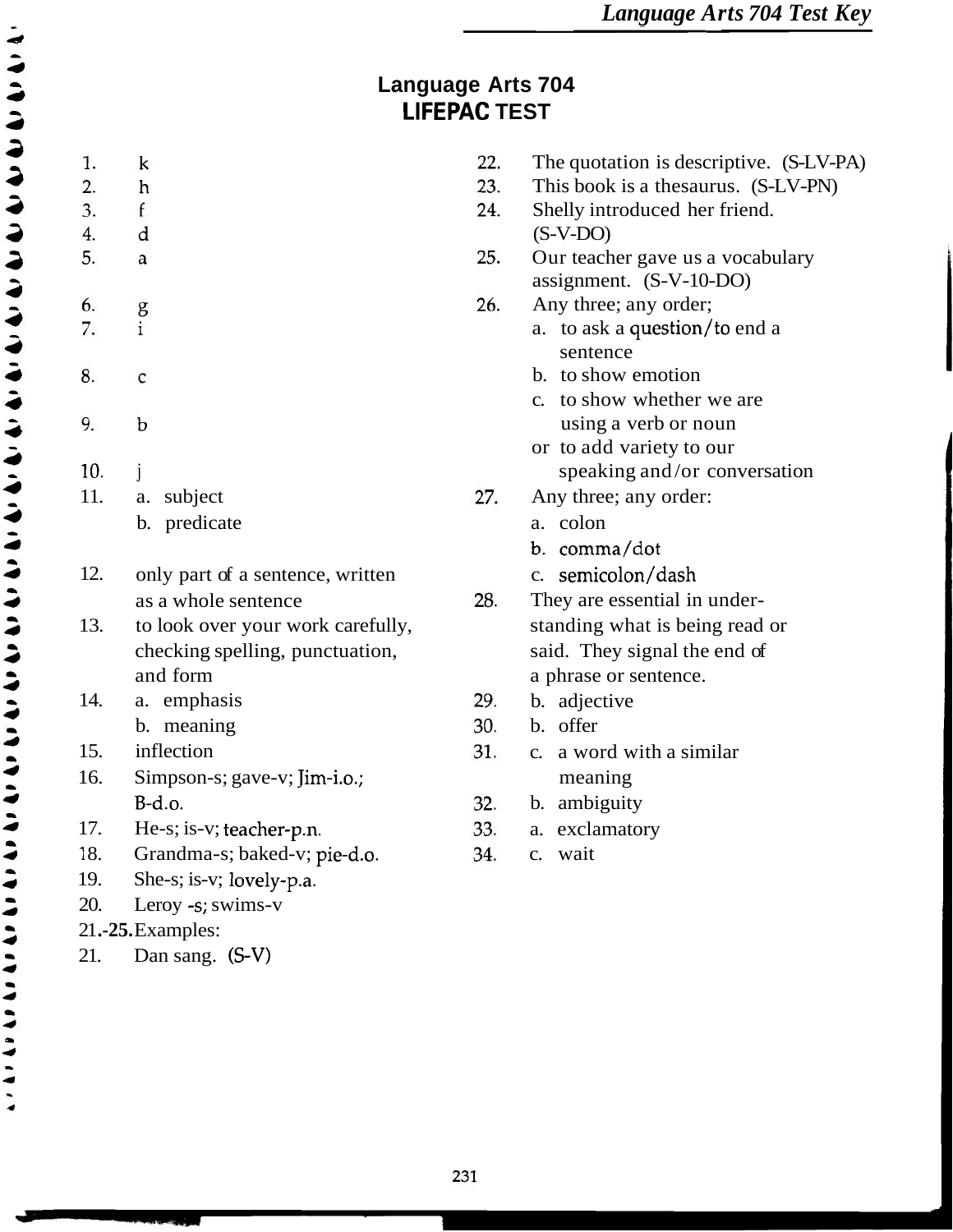# Language Arts 704
## LIFEPAC TEST

1. k
2. h
3. f
4. d
5. a
6. g
7. i
8. c
9. b
10. j
11. a. subject
    b. predicate
12. only part of a sentence, written as a whole sentence
13. to look over your work carefully, checking spelling, punctuation, and form
14. a. emphasis
    b. meaning
15. inflection
16. Simpson-s; gave-v; Jim-i.o.; B-d.o.
17. He-s; is-v; teacher-p.n.
18. Grandma-s; baked-v; pie-d.o.
19. She-s; is-v; lovely-p.a.
20. Leroy -s; swims-v

21.-25. Examples:

21. Dan sang. (S-V)
22. The quotation is descriptive. (S-LV-PA)
23. This book is a thesaurus. (S-LV-PN)
24. Shelly introduced her friend. (S-V-DO)
25. Our teacher gave us a vocabulary assignment. (S-V-10-DO)
26. Any three; any order;
    a. to ask a question/to end a sentence
    b. to show emotion
    c. to show whether we are using a verb or noun
    or to add variety to our speaking and/or conversation
27. Any three; any order:
    a. colon
    b. comma/dot
    c. semicolon/dash
28. They are essential in understanding what is being read or said. They signal the end of a phrase or sentence.
29. b. adjective
30. b. offer
31. c. a word with a similar meaning
32. b. ambiguity
33. a. exclamatory
34. c. wait